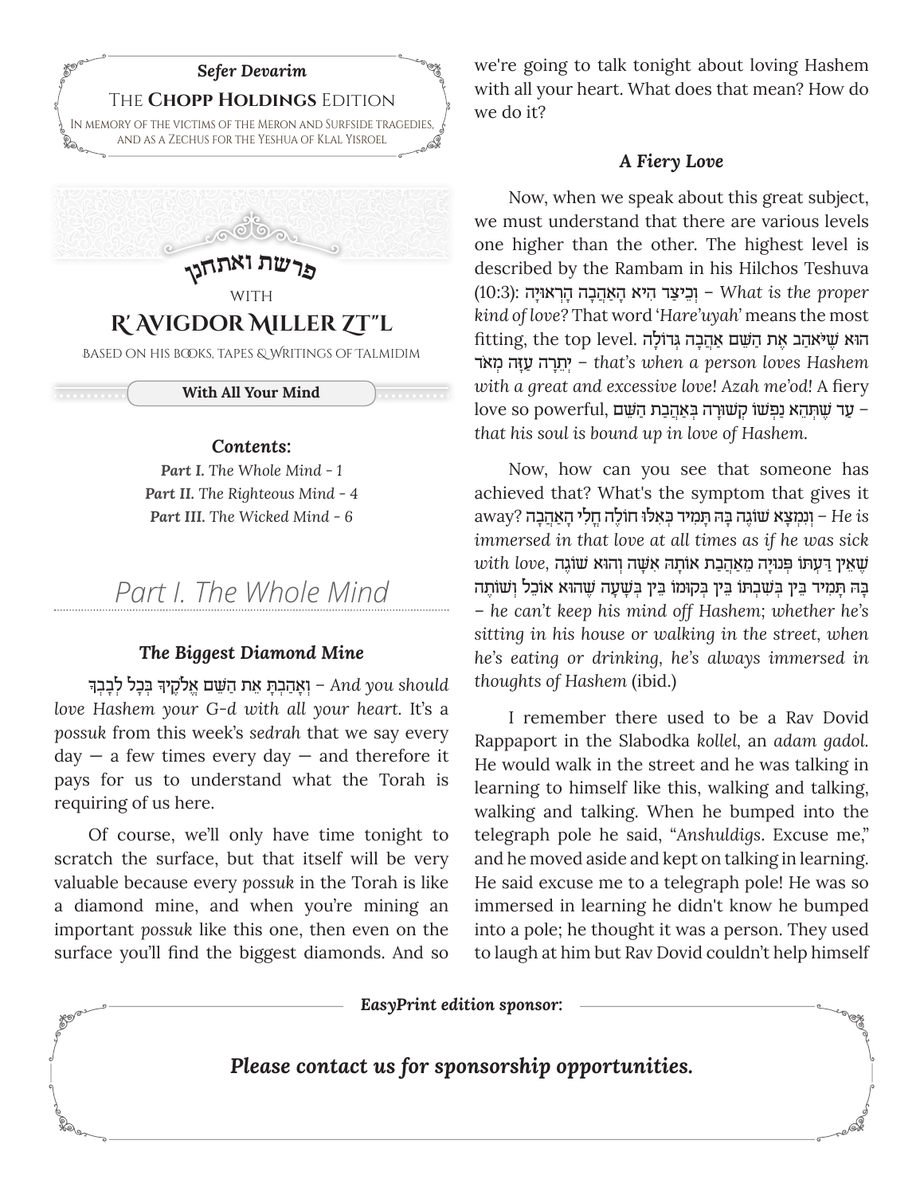**Sefer Devarim**

The **Chopp Holdings** Edition

In memory of the victims of the Meron and Surfside tragedies, and as a Zechus for the Yeshua of Klal Yisroel

# פרשת ואתחנן

with

# R' Avigdor Miller Zt"l

Based on his books, tapes & writings of talmidim

## With All Your Mind

***Contents:***

***Part I.*** *The Whole Mind - 1*
***Part II.*** *The Righteous Mind - 4*
***Part III.*** *The Wicked Mind - 6*

## Part I. The Whole Mind

### The Biggest Diamond Mine

וְאָהַבְתָּ אֵת הַשֵּׁם אֱלֹקֶיךָ בְּכָל לְבָבְךָ – *And you should love Hashem your G-d with all your heart.* It's a *possuk* from this week's *sedrah* that we say every day — a few times every day — and therefore it pays for us to understand what the Torah is requiring of us here.

Of course, we'll only have time tonight to scratch the surface, but that itself will be very valuable because every *possuk* in the Torah is like a diamond mine, and when you're mining an important *possuk* like this one, then even on the surface you'll find the biggest diamonds. And so we're going to talk tonight about loving Hashem with all your heart. What does that mean? How do we do it?

### A Fiery Love

Now, when we speak about this great subject, we must understand that there are various levels one higher than the other. The highest level is described by the Rambam in his Hilchos Teshuva (10:3): וְכֵיצַד הִיא הָאַהֲבָה הָרְאוּיָה – *What is the proper kind of love?* That word '*Hare'uyah*' means the most fitting, the top level. הוא שֶׁיֹּאהַב אֶת הַשֵּׁם אַהֲבָה גְּדוֹלָה יְתֵרָה עַזָּה מְאֹד – *that's when a person loves Hashem with a great and excessive love! Azah me'od!* A fiery love so powerful, עַד שֶׁתְּהֵא נַפְשׁוֹ קְשׁוּרָה בְּאַהֲבַת הַשֵּׁם – *that his soul is bound up in love of Hashem.*

Now, how can you see that someone has achieved that? What's the symptom that gives it away? וְנִמְצָא שׁוֹגֶה בָּהּ תָּמִיד כְּאִלּוּ חוֹלֶה חֳלִי הָאַהֲבָה – *He is immersed in that love at all times as if he was sick with love,* שֶׁאֵין דַּעְתּוֹ פְּנוּיָה מֵאַהֲבַת אוֹתָהּ אִשָּׁה וְהוּא שׁוֹגֶה בָּהּ תָּמִיד בֵּין בְּשִׁבְתּוֹ בֵּין בְּקוּמוֹ בֵּין בְּשָׁעָה שֶׁהוּא אוֹכֵל וְשׁוֹתֶה – *he can't keep his mind off Hashem; whether he's sitting in his house or walking in the street, when he's eating or drinking, he's always immersed in thoughts of Hashem* (ibid.)

I remember there used to be a Rav Dovid Rappaport in the Slabodka *kollel*, an *adam gadol*. He would walk in the street and he was talking in learning to himself like this, walking and talking, walking and talking. When he bumped into the telegraph pole he said, "*Anshuldigs*. Excuse me," and he moved aside and kept on talking in learning. He said excuse me to a telegraph pole! He was so immersed in learning he didn't know he bumped into a pole; he thought it was a person. They used to laugh at him but Rav Dovid couldn't help himself

***EasyPrint edition sponsor:***

***Please contact us for sponsorship opportunities.***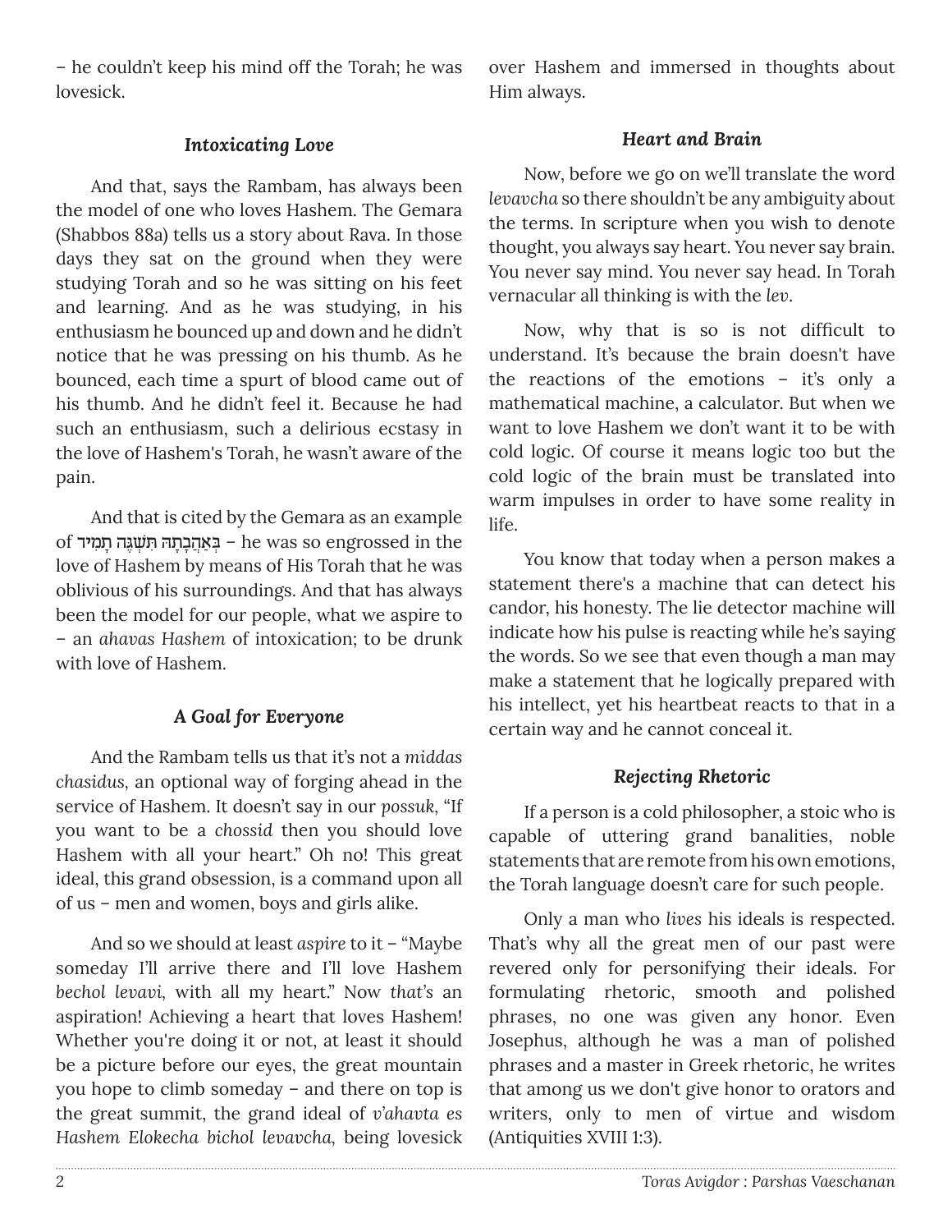– he couldn't keep his mind off the Torah; he was lovesick.

### *Intoxicating Love*

And that, says the Rambam, has always been the model of one who loves Hashem. The Gemara (Shabbos 88a) tells us a story about Rava. In those days they sat on the ground when they were studying Torah and so he was sitting on his feet and learning. And as he was studying, in his enthusiasm he bounced up and down and he didn't notice that he was pressing on his thumb. As he bounced, each time a spurt of blood came out of his thumb. And he didn't feel it. Because he had such an enthusiasm, such a delirious ecstasy in the love of Hashem's Torah, he wasn't aware of the pain.

And that is cited by the Gemara as an example of בְּאַהֲבָתָהּ תִּשְׁגֶּה תָמִיד – he was so engrossed in the love of Hashem by means of His Torah that he was oblivious of his surroundings. And that has always been the model for our people, what we aspire to – an *ahavas Hashem* of intoxication; to be drunk with love of Hashem.

### *A Goal for Everyone*

And the Rambam tells us that it's not a *middas chasidus*, an optional way of forging ahead in the service of Hashem. It doesn't say in our *possuk*, "If you want to be a *chossid* then you should love Hashem with all your heart." Oh no! This great ideal, this grand obsession, is a command upon all of us – men and women, boys and girls alike.

And so we should at least *aspire* to it – "Maybe someday I'll arrive there and I'll love Hashem *bechol levavi*, with all my heart." Now *that's* an aspiration! Achieving a heart that loves Hashem! Whether you're doing it or not, at least it should be a picture before our eyes, the great mountain you hope to climb someday – and there on top is the great summit, the grand ideal of *v'ahavta es Hashem Elokecha bichol levavcha*, being lovesick over Hashem and immersed in thoughts about Him always.

### *Heart and Brain*

Now, before we go on we'll translate the word *levavcha* so there shouldn't be any ambiguity about the terms. In scripture when you wish to denote thought, you always say heart. You never say brain. You never say mind. You never say head. In Torah vernacular all thinking is with the *lev*.

Now, why that is so is not difficult to understand. It's because the brain doesn't have the reactions of the emotions – it's only a mathematical machine, a calculator. But when we want to love Hashem we don't want it to be with cold logic. Of course it means logic too but the cold logic of the brain must be translated into warm impulses in order to have some reality in life.

You know that today when a person makes a statement there's a machine that can detect his candor, his honesty. The lie detector machine will indicate how his pulse is reacting while he's saying the words. So we see that even though a man may make a statement that he logically prepared with his intellect, yet his heartbeat reacts to that in a certain way and he cannot conceal it.

### *Rejecting Rhetoric*

If a person is a cold philosopher, a stoic who is capable of uttering grand banalities, noble statements that are remote from his own emotions, the Torah language doesn't care for such people.

Only a man who *lives* his ideals is respected. That's why all the great men of our past were revered only for personifying their ideals. For formulating rhetoric, smooth and polished phrases, no one was given any honor. Even Josephus, although he was a man of polished phrases and a master in Greek rhetoric, he writes that among us we don't give honor to orators and writers, only to men of virtue and wisdom (Antiquities XVIII 1:3).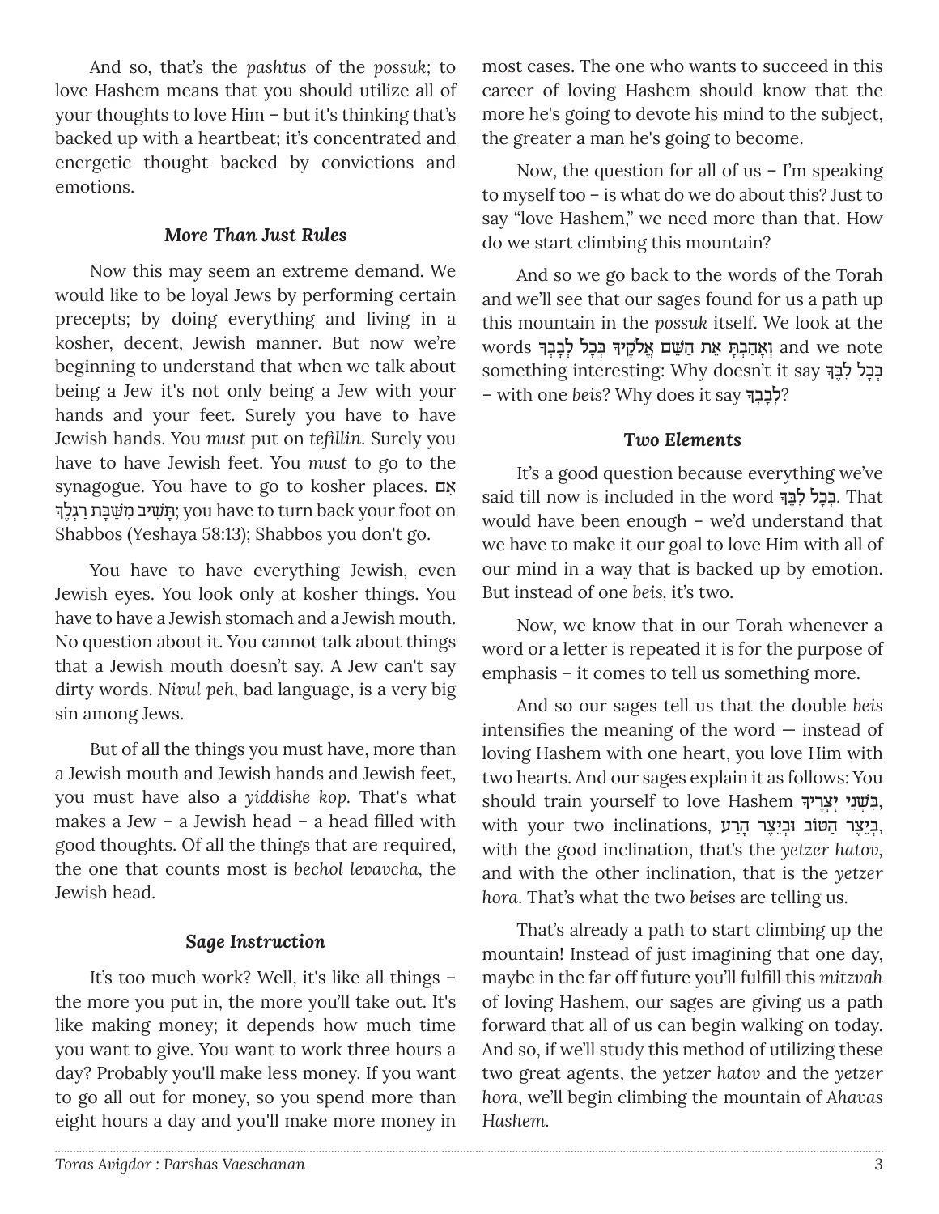And so, that's the *pashtus* of the *possuk*; to love Hashem means that you should utilize all of your thoughts to love Him – but it's thinking that's backed up with a heartbeat; it's concentrated and energetic thought backed by convictions and emotions.

### *More Than Just Rules*

Now this may seem an extreme demand. We would like to be loyal Jews by performing certain precepts; by doing everything and living in a kosher, decent, Jewish manner. But now we're beginning to understand that when we talk about being a Jew it's not only being a Jew with your hands and your feet. Surely you have to have Jewish hands. You *must* put on *tefillin*. Surely you have to have Jewish feet. You *must* to go to the synagogue. You have to go to kosher places. אִם תָּשִׁיב מִשַּׁבָּת רַגְלֶךָ; you have to turn back your foot on Shabbos (Yeshaya 58:13); Shabbos you don't go.

You have to have everything Jewish, even Jewish eyes. You look only at kosher things. You have to have a Jewish stomach and a Jewish mouth. No question about it. You cannot talk about things that a Jewish mouth doesn't say. A Jew can't say dirty words. *Nivul peh*, bad language, is a very big sin among Jews.

But of all the things you must have, more than a Jewish mouth and Jewish hands and Jewish feet, you must have also a *yiddishe kop*. That's what makes a Jew – a Jewish head – a head filled with good thoughts. Of all the things that are required, the one that counts most is *bechol levavcha*, the Jewish head.

### *Sage Instruction*

It's too much work? Well, it's like all things – the more you put in, the more you'll take out. It's like making money; it depends how much time you want to give. You want to work three hours a day? Probably you'll make less money. If you want to go all out for money, so you spend more than eight hours a day and you'll make more money in most cases. The one who wants to succeed in this career of loving Hashem should know that the more he's going to devote his mind to the subject, the greater a man he's going to become.

Now, the question for all of us – I'm speaking to myself too – is what do we do about this? Just to say "love Hashem," we need more than that. How do we start climbing this mountain?

And so we go back to the words of the Torah and we'll see that our sages found for us a path up this mountain in the *possuk* itself. We look at the words וְאָהַבְתָּ אֵת הַשֵּׁם אֱלֹקֶיךָ בְּכָל לְבָבְךָ and we note something interesting: Why doesn't it say בְּכָל לִבְּךָ – with one *beis*? Why does it say לְבָבְךָ?

### *Two Elements*

It's a good question because everything we've said till now is included in the word בְּכָל לִבְּךָ. That would have been enough – we'd understand that we have to make it our goal to love Him with all of our mind in a way that is backed up by emotion. But instead of one *beis*, it's two.

Now, we know that in our Torah whenever a word or a letter is repeated it is for the purpose of emphasis – it comes to tell us something more.

And so our sages tell us that the double *beis* intensifies the meaning of the word — instead of loving Hashem with one heart, you love Him with two hearts. And our sages explain it as follows: You should train yourself to love Hashem בִּשְׁנֵי יְצָרֶיךָ, with your two inclinations, בְּיֵצֶר הַטּוֹב וּבְיֵצֶר הָרַע, with the good inclination, that's the *yetzer hatov*, and with the other inclination, that is the *yetzer hora*. That's what the two *beises* are telling us.

That's already a path to start climbing up the mountain! Instead of just imagining that one day, maybe in the far off future you'll fulfill this *mitzvah* of loving Hashem, our sages are giving us a path forward that all of us can begin walking on today. And so, if we'll study this method of utilizing these two great agents, the *yetzer hatov* and the *yetzer hora*, we'll begin climbing the mountain of *Ahavas Hashem*.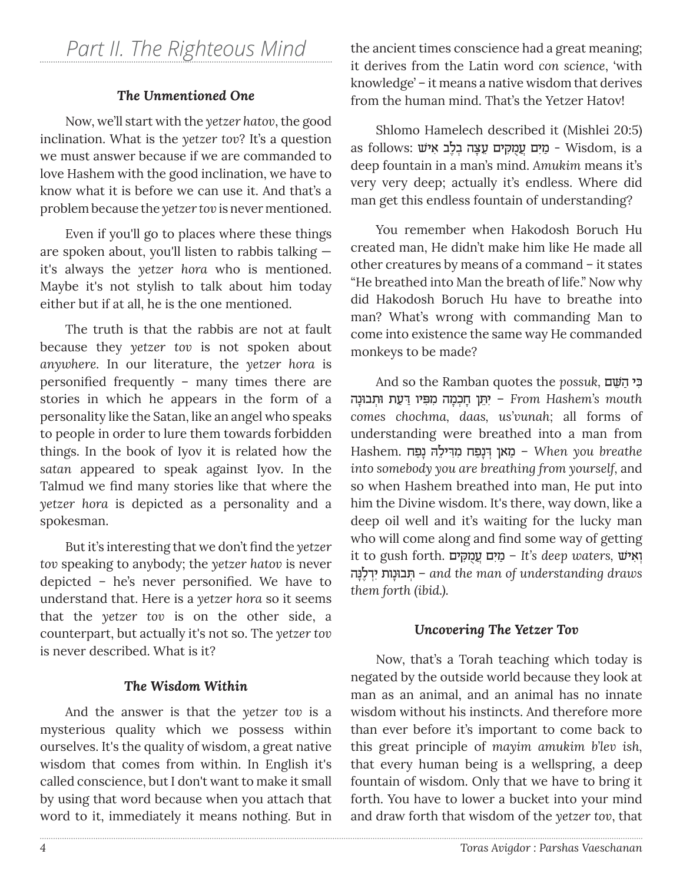## *Part II. The Righteous Mind*

### *The Unmentioned One*

Now, we'll start with the *yetzer hatov*, the good inclination. What is the *yetzer tov*? It's a question we must answer because if we are commanded to love Hashem with the good inclination, we have to know what it is before we can use it. And that's a problem because the *yetzer tov* is never mentioned.

Even if you'll go to places where these things are spoken about, you'll listen to rabbis talking — it's always the *yetzer hora* who is mentioned. Maybe it's not stylish to talk about him today either but if at all, he is the one mentioned.

The truth is that the rabbis are not at fault because they *yetzer tov* is not spoken about *anywhere*. In our literature, the *yetzer hora* is personified frequently – many times there are stories in which he appears in the form of a personality like the Satan, like an angel who speaks to people in order to lure them towards forbidden things. In the book of Iyov it is related how the *satan* appeared to speak against Iyov. In the Talmud we find many stories like that where the *yetzer hora* is depicted as a personality and a spokesman.

But it's interesting that we don't find the *yetzer tov* speaking to anybody; the *yetzer hatov* is never depicted – he's never personified. We have to understand that. Here is a *yetzer hora* so it seems that the *yetzer tov* is on the other side, a counterpart, but actually it's not so. The *yetzer tov* is never described. What is it?

### *The Wisdom Within*

And the answer is that the *yetzer tov* is a mysterious quality which we possess within ourselves. It's the quality of wisdom, a great native wisdom that comes from within. In English it's called conscience, but I don't want to make it small by using that word because when you attach that word to it, immediately it means nothing. But in the ancient times conscience had a great meaning; it derives from the Latin word *con science*, 'with knowledge' – it means a native wisdom that derives from the human mind. That's the Yetzer Hatov!

Shlomo Hamelech described it (Mishlei 20:5) as follows: **מַיִם עֲמֻקִּים עֵצָה בְלֶב אִישׁ** - Wisdom, is a deep fountain in a man's mind. *Amukim* means it's very very deep; actually it's endless. Where did man get this endless fountain of understanding?

You remember when Hakodosh Boruch Hu created man, He didn't make him like He made all other creatures by means of a command – it states "He breathed into Man the breath of life." Now why did Hakodosh Boruch Hu have to breathe into man? What's wrong with commanding Man to come into existence the same way He commanded monkeys to be made?

And so the Ramban quotes the *possuk*, **כִּי הַשֵּׁם יִתֵּן חָכְמָה מִפִּיו דַּעַת וּתְבוּנָה** – *From Hashem's mouth comes chochma, daas, us'vunah*; all forms of understanding were breathed into a man from Hashem. **מַאן דְּנָפַח מִדִּילֵהּ נָפַח** – *When you breathe into somebody you are breathing from yourself*, and so when Hashem breathed into man, He put into him the Divine wisdom. It's there, way down, like a deep oil well and it's waiting for the lucky man who will come along and find some way of getting it to gush forth. **מַיִם עֲמֻקִּים** – *It's deep waters*, **וְאִישׁ תְּבוּנוֹת יִדְלֶנָּה** – *and the man of understanding draws them forth (ibid.).*

### *Uncovering The Yetzer Tov*

Now, that's a Torah teaching which today is negated by the outside world because they look at man as an animal, and an animal has no innate wisdom without his instincts. And therefore more than ever before it's important to come back to this great principle of *mayim amukim b'lev ish*, that every human being is a wellspring, a deep fountain of wisdom. Only that we have to bring it forth. You have to lower a bucket into your mind and draw forth that wisdom of the *yetzer tov*, that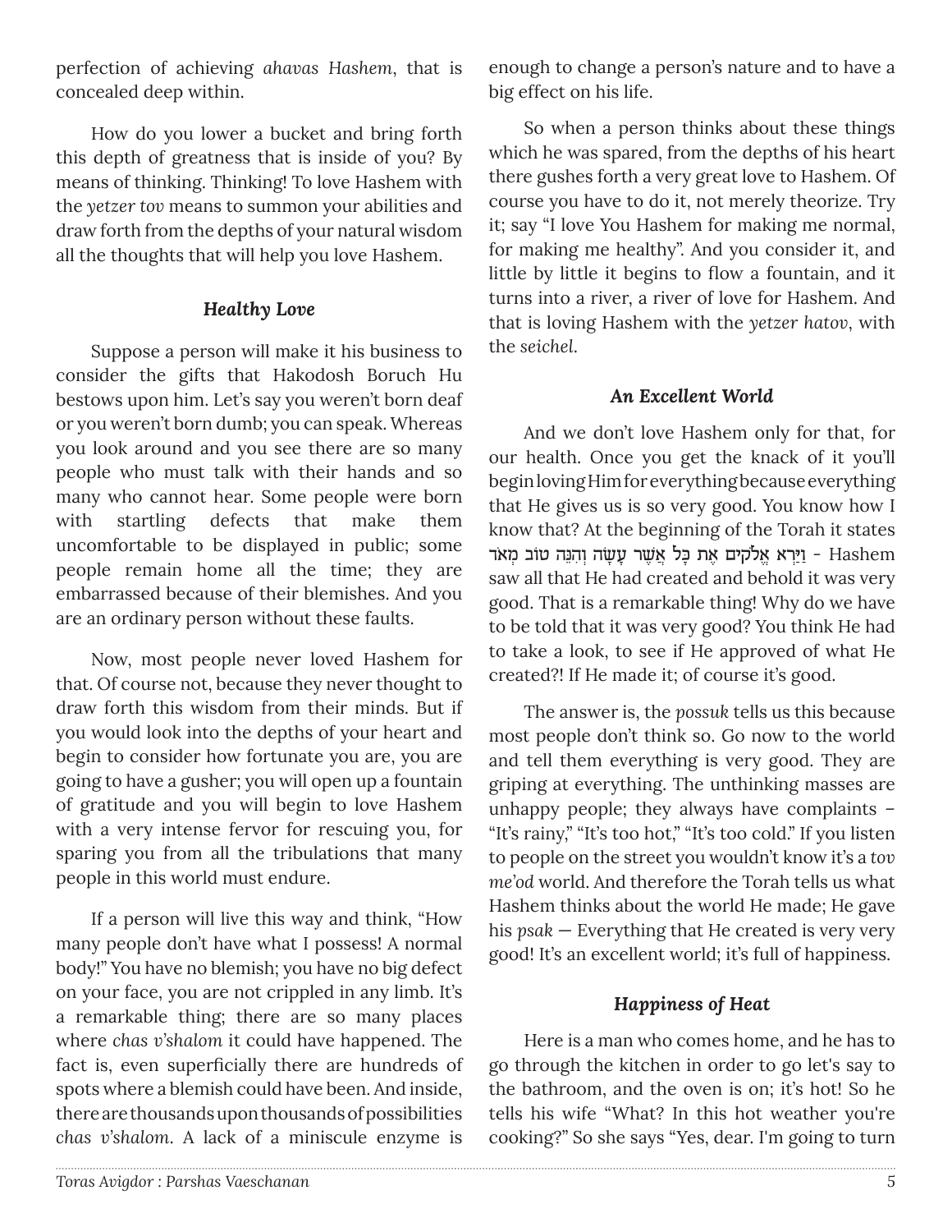perfection of achieving *ahavas Hashem*, that is concealed deep within.

How do you lower a bucket and bring forth this depth of greatness that is inside of you? By means of thinking. Thinking! To love Hashem with the *yetzer tov* means to summon your abilities and draw forth from the depths of your natural wisdom all the thoughts that will help you love Hashem.

### *Healthy Love*

Suppose a person will make it his business to consider the gifts that Hakodosh Boruch Hu bestows upon him. Let's say you weren't born deaf or you weren't born dumb; you can speak. Whereas you look around and you see there are so many people who must talk with their hands and so many who cannot hear. Some people were born with startling defects that make them uncomfortable to be displayed in public; some people remain home all the time; they are embarrassed because of their blemishes. And you are an ordinary person without these faults.

Now, most people never loved Hashem for that. Of course not, because they never thought to draw forth this wisdom from their minds. But if you would look into the depths of your heart and begin to consider how fortunate you are, you are going to have a gusher; you will open up a fountain of gratitude and you will begin to love Hashem with a very intense fervor for rescuing you, for sparing you from all the tribulations that many people in this world must endure.

If a person will live this way and think, "How many people don't have what I possess! A normal body!" You have no blemish; you have no big defect on your face, you are not crippled in any limb. It's a remarkable thing; there are so many places where *chas v'shalom* it could have happened. The fact is, even superficially there are hundreds of spots where a blemish could have been. And inside, there are thousands upon thousands of possibilities *chas v'shalom*. A lack of a miniscule enzyme is enough to change a person's nature and to have a big effect on his life.

So when a person thinks about these things which he was spared, from the depths of his heart there gushes forth a very great love to Hashem. Of course you have to do it, not merely theorize. Try it; say "I love You Hashem for making me normal, for making me healthy". And you consider it, and little by little it begins to flow a fountain, and it turns into a river, a river of love for Hashem. And that is loving Hashem with the *yetzer hatov*, with the *seichel*.

### *An Excellent World*

And we don't love Hashem only for that, for our health. Once you get the knack of it you'll begin loving Him for everything because everything that He gives us is so very good. You know how I know that? At the beginning of the Torah it states **וַיַּרְא אֱלֹקִים אֶת כָּל אֲשֶׁר עָשָׂה וְהִנֵּה טוֹב מְאֹד** - Hashem saw all that He had created and behold it was very good. That is a remarkable thing! Why do we have to be told that it was very good? You think He had to take a look, to see if He approved of what He created?! If He made it; of course it's good.

The answer is, the *possuk* tells us this because most people don't think so. Go now to the world and tell them everything is very good. They are griping at everything. The unthinking masses are unhappy people; they always have complaints – "It's rainy," "It's too hot," "It's too cold." If you listen to people on the street you wouldn't know it's a *tov me'od* world. And therefore the Torah tells us what Hashem thinks about the world He made; He gave his *psak* — Everything that He created is very very good! It's an excellent world; it's full of happiness.

### *Happiness of Heat*

Here is a man who comes home, and he has to go through the kitchen in order to go let's say to the bathroom, and the oven is on; it's hot! So he tells his wife "What? In this hot weather you're cooking?" So she says "Yes, dear. I'm going to turn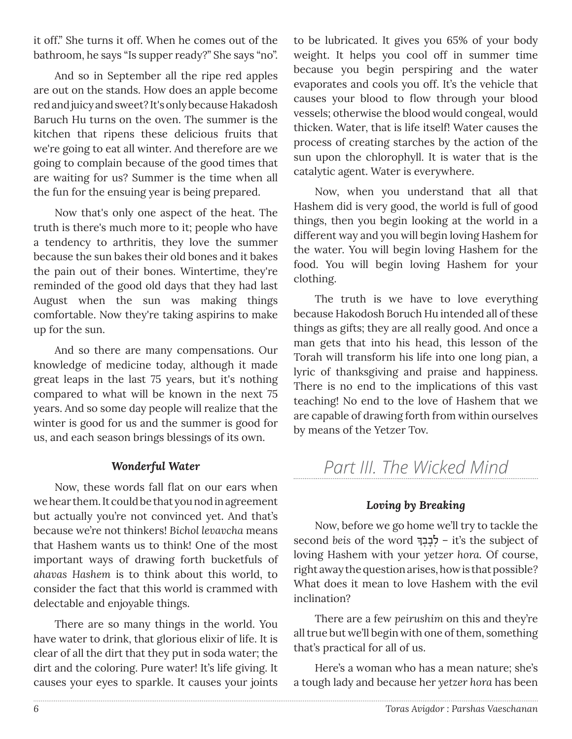it off." She turns it off. When he comes out of the bathroom, he says "Is supper ready?" She says "no".

And so in September all the ripe red apples are out on the stands. How does an apple become red and juicy and sweet? It's only because Hakadosh Baruch Hu turns on the oven. The summer is the kitchen that ripens these delicious fruits that we're going to eat all winter. And therefore are we going to complain because of the good times that are waiting for us? Summer is the time when all the fun for the ensuing year is being prepared.

Now that's only one aspect of the heat. The truth is there's much more to it; people who have a tendency to arthritis, they love the summer because the sun bakes their old bones and it bakes the pain out of their bones. Wintertime, they're reminded of the good old days that they had last August when the sun was making things comfortable. Now they're taking aspirins to make up for the sun.

And so there are many compensations. Our knowledge of medicine today, although it made great leaps in the last 75 years, but it's nothing compared to what will be known in the next 75 years. And so some day people will realize that the winter is good for us and the summer is good for us, and each season brings blessings of its own.

### *Wonderful Water*

Now, these words fall flat on our ears when we hear them. It could be that you nod in agreement but actually you're not convinced yet. And that's because we're not thinkers! *Bichol levavcha* means that Hashem wants us to think! One of the most important ways of drawing forth bucketfuls of *ahavas Hashem* is to think about this world, to consider the fact that this world is crammed with delectable and enjoyable things.

There are so many things in the world. You have water to drink, that glorious elixir of life. It is clear of all the dirt that they put in soda water; the dirt and the coloring. Pure water! It's life giving. It causes your eyes to sparkle. It causes your joints to be lubricated. It gives you 65% of your body weight. It helps you cool off in summer time because you begin perspiring and the water evaporates and cools you off. It's the vehicle that causes your blood to flow through your blood vessels; otherwise the blood would congeal, would thicken. Water, that is life itself! Water causes the process of creating starches by the action of the sun upon the chlorophyll. It is water that is the catalytic agent. Water is everywhere.

Now, when you understand that all that Hashem did is very good, the world is full of good things, then you begin looking at the world in a different way and you will begin loving Hashem for the water. You will begin loving Hashem for the food. You will begin loving Hashem for your clothing.

The truth is we have to love everything because Hakodosh Boruch Hu intended all of these things as gifts; they are all really good. And once a man gets that into his head, this lesson of the Torah will transform his life into one long pian, a lyric of thanksgiving and praise and happiness. There is no end to the implications of this vast teaching! No end to the love of Hashem that we are capable of drawing forth from within ourselves by means of the Yetzer Tov.

## *Part III. The Wicked Mind*

### *Loving by Breaking*

Now, before we go home we'll try to tackle the second *beis* of the word לְבָבְךָ – it's the subject of loving Hashem with your *yetzer hora*. Of course, right away the question arises, how is that possible? What does it mean to love Hashem with the evil inclination?

There are a few *peirushim* on this and they're all true but we'll begin with one of them, something that's practical for all of us.

Here's a woman who has a mean nature; she's a tough lady and because her *yetzer hora* has been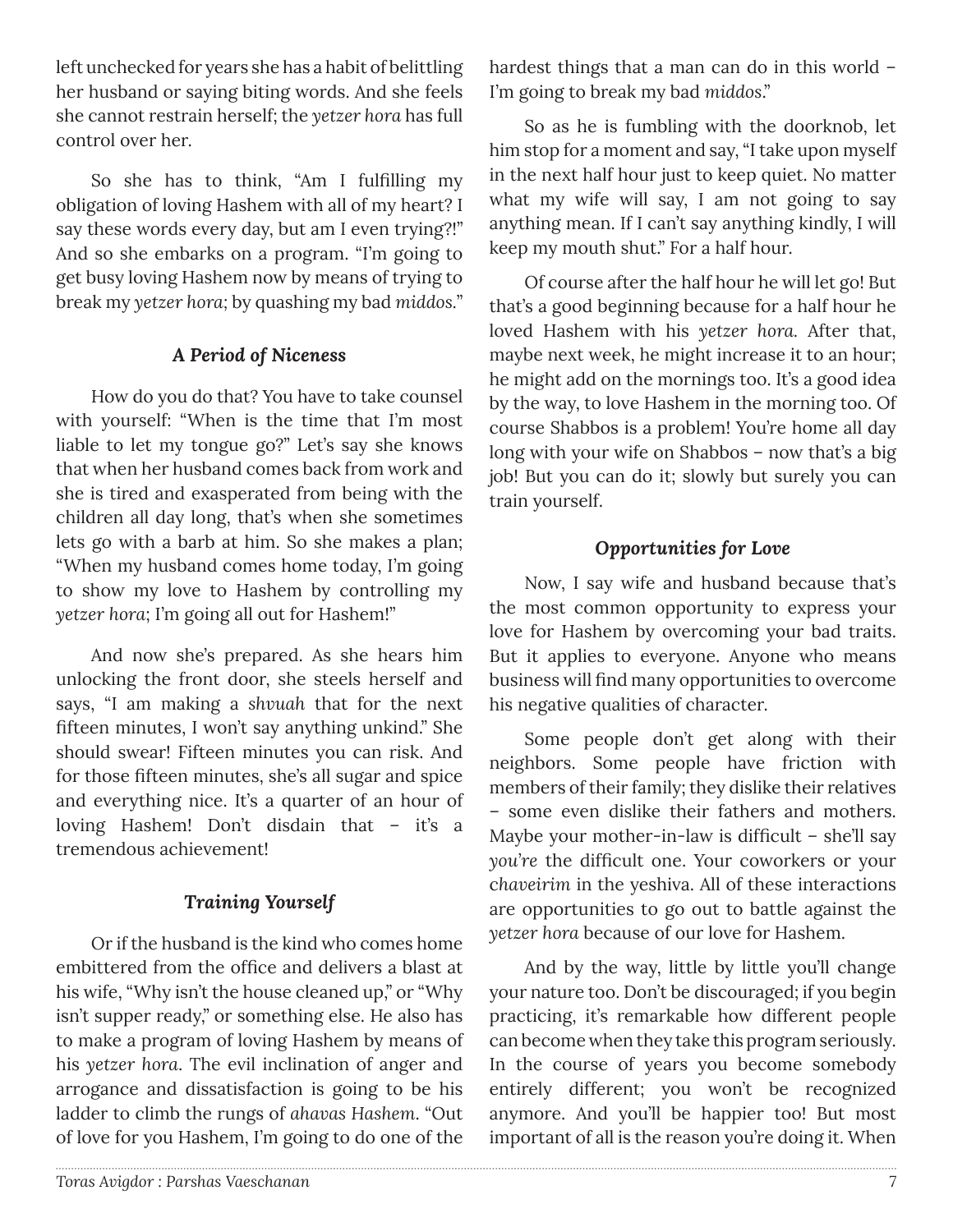left unchecked for years she has a habit of belittling her husband or saying biting words. And she feels she cannot restrain herself; the *yetzer hora* has full control over her.

So she has to think, "Am I fulfilling my obligation of loving Hashem with all of my heart? I say these words every day, but am I even trying?!" And so she embarks on a program. "I'm going to get busy loving Hashem now by means of trying to break my *yetzer hora*; by quashing my bad *middos*."

### *A Period of Niceness*

How do you do that? You have to take counsel with yourself: "When is the time that I'm most liable to let my tongue go?" Let's say she knows that when her husband comes back from work and she is tired and exasperated from being with the children all day long, that's when she sometimes lets go with a barb at him. So she makes a plan; "When my husband comes home today, I'm going to show my love to Hashem by controlling my *yetzer hora*; I'm going all out for Hashem!"

And now she's prepared. As she hears him unlocking the front door, she steels herself and says, "I am making a *shvuah* that for the next fifteen minutes, I won't say anything unkind." She should swear! Fifteen minutes you can risk. And for those fifteen minutes, she's all sugar and spice and everything nice. It's a quarter of an hour of loving Hashem! Don't disdain that – it's a tremendous achievement!

### *Training Yourself*

Or if the husband is the kind who comes home embittered from the office and delivers a blast at his wife, "Why isn't the house cleaned up," or "Why isn't supper ready," or something else. He also has to make a program of loving Hashem by means of his *yetzer hora*. The evil inclination of anger and arrogance and dissatisfaction is going to be his ladder to climb the rungs of *ahavas Hashem*. "Out of love for you Hashem, I'm going to do one of the hardest things that a man can do in this world – I'm going to break my bad *middos*."

So as he is fumbling with the doorknob, let him stop for a moment and say, "I take upon myself in the next half hour just to keep quiet. No matter what my wife will say, I am not going to say anything mean. If I can't say anything kindly, I will keep my mouth shut." For a half hour.

Of course after the half hour he will let go! But that's a good beginning because for a half hour he loved Hashem with his *yetzer hora*. After that, maybe next week, he might increase it to an hour; he might add on the mornings too. It's a good idea by the way, to love Hashem in the morning too. Of course Shabbos is a problem! You're home all day long with your wife on Shabbos – now that's a big job! But you can do it; slowly but surely you can train yourself.

### *Opportunities for Love*

Now, I say wife and husband because that's the most common opportunity to express your love for Hashem by overcoming your bad traits. But it applies to everyone. Anyone who means business will find many opportunities to overcome his negative qualities of character.

Some people don't get along with their neighbors. Some people have friction with members of their family; they dislike their relatives – some even dislike their fathers and mothers. Maybe your mother-in-law is difficult – she'll say *you're* the difficult one. Your coworkers or your *chaveirim* in the yeshiva. All of these interactions are opportunities to go out to battle against the *yetzer hora* because of our love for Hashem.

And by the way, little by little you'll change your nature too. Don't be discouraged; if you begin practicing, it's remarkable how different people can become when they take this program seriously. In the course of years you become somebody entirely different; you won't be recognized anymore. And you'll be happier too! But most important of all is the reason you're doing it. When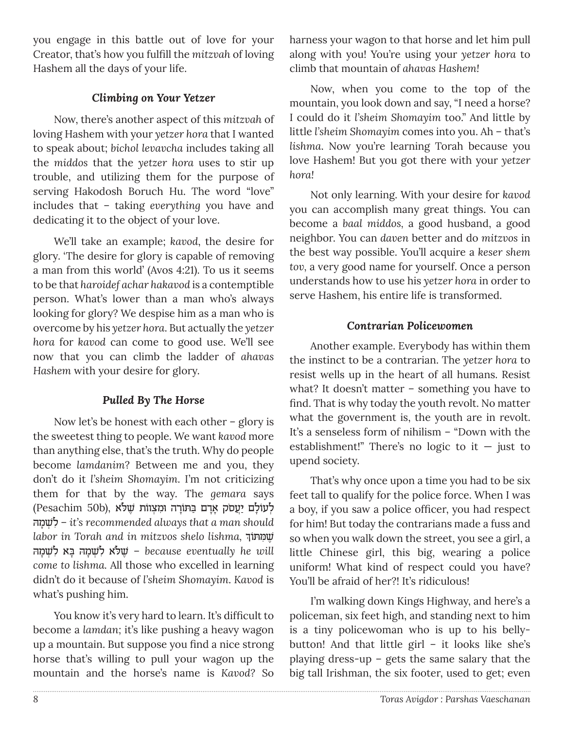you engage in this battle out of love for your Creator, that's how you fulfill the *mitzvah* of loving Hashem all the days of your life.

### *Climbing on Your Yetzer*

Now, there's another aspect of this *mitzvah* of loving Hashem with your *yetzer hora* that I wanted to speak about; *bichol levavcha* includes taking all the *middos* that the *yetzer hora* uses to stir up trouble, and utilizing them for the purpose of serving Hakodosh Boruch Hu. The word "love" includes that – taking *everything* you have and dedicating it to the object of your love.

We'll take an example; *kavod*, the desire for glory. 'The desire for glory is capable of removing a man from this world' (Avos 4:21). To us it seems to be that *haroidef achar hakavod* is a contemptible person. What's lower than a man who's always looking for glory? We despise him as a man who is overcome by his *yetzer hora*. But actually the *yetzer hora* for *kavod* can come to good use. We'll see now that you can climb the ladder of *ahavas Hashem* with your desire for glory.

### *Pulled By The Horse*

Now let's be honest with each other – glory is the sweetest thing to people. We want *kavod* more than anything else, that's the truth. Why do people become *lamdanim*? Between me and you, they don't do it *l'sheim Shomayim*. I'm not criticizing them for that by the way. The *gemara* says (Pesachim 50b), לְעוֹלָם יַעֲסֹק אָדָם בַּתּוֹרָה וּמִצְווֹת שֶׁלֹּא לִשְׁמָהּ – *it's recommended always that a man should labor in Torah and in mitzvos shelo lishma*, שֶׁמִּתּוֹךְ שֶׁלֹּא לִשְׁמָהּ בָּא לִשְׁמָהּ – *because eventually he will come to lishma.* All those who excelled in learning didn't do it because of *l'sheim Shomayim*. *Kavod* is what's pushing him.

You know it's very hard to learn. It's difficult to become a *lamdan*; it's like pushing a heavy wagon up a mountain. But suppose you find a nice strong horse that's willing to pull your wagon up the mountain and the horse's name is *Kavod*? So harness your wagon to that horse and let him pull along with you! You're using your *yetzer hora* to climb that mountain of *ahavas Hashem*!

Now, when you come to the top of the mountain, you look down and say, "I need a horse? I could do it *l'sheim Shomayim* too." And little by little *l'sheim Shomayim* comes into you. Ah – that's *lishma*. Now you're learning Torah because you love Hashem! But you got there with your *yetzer hora*!

Not only learning. With your desire for *kavod* you can accomplish many great things. You can become a *baal middos*, a good husband, a good neighbor. You can *daven* better and do *mitzvos* in the best way possible. You'll acquire a *keser shem tov*, a very good name for yourself. Once a person understands how to use his *yetzer hora* in order to serve Hashem, his entire life is transformed.

### *Contrarian Policewomen*

Another example. Everybody has within them the instinct to be a contrarian. The *yetzer hora* to resist wells up in the heart of all humans. Resist what? It doesn't matter – something you have to find. That is why today the youth revolt. No matter what the government is, the youth are in revolt. It's a senseless form of nihilism – "Down with the establishment!" There's no logic to it — just to upend society.

That's why once upon a time you had to be six feet tall to qualify for the police force. When I was a boy, if you saw a police officer, you had respect for him! But today the contrarians made a fuss and so when you walk down the street, you see a girl, a little Chinese girl, this big, wearing a police uniform! What kind of respect could you have? You'll be afraid of her?! It's ridiculous!

I'm walking down Kings Highway, and here's a policeman, six feet high, and standing next to him is a tiny policewoman who is up to his belly-button! And that little girl – it looks like she's playing dress-up – gets the same salary that the big tall Irishman, the six footer, used to get; even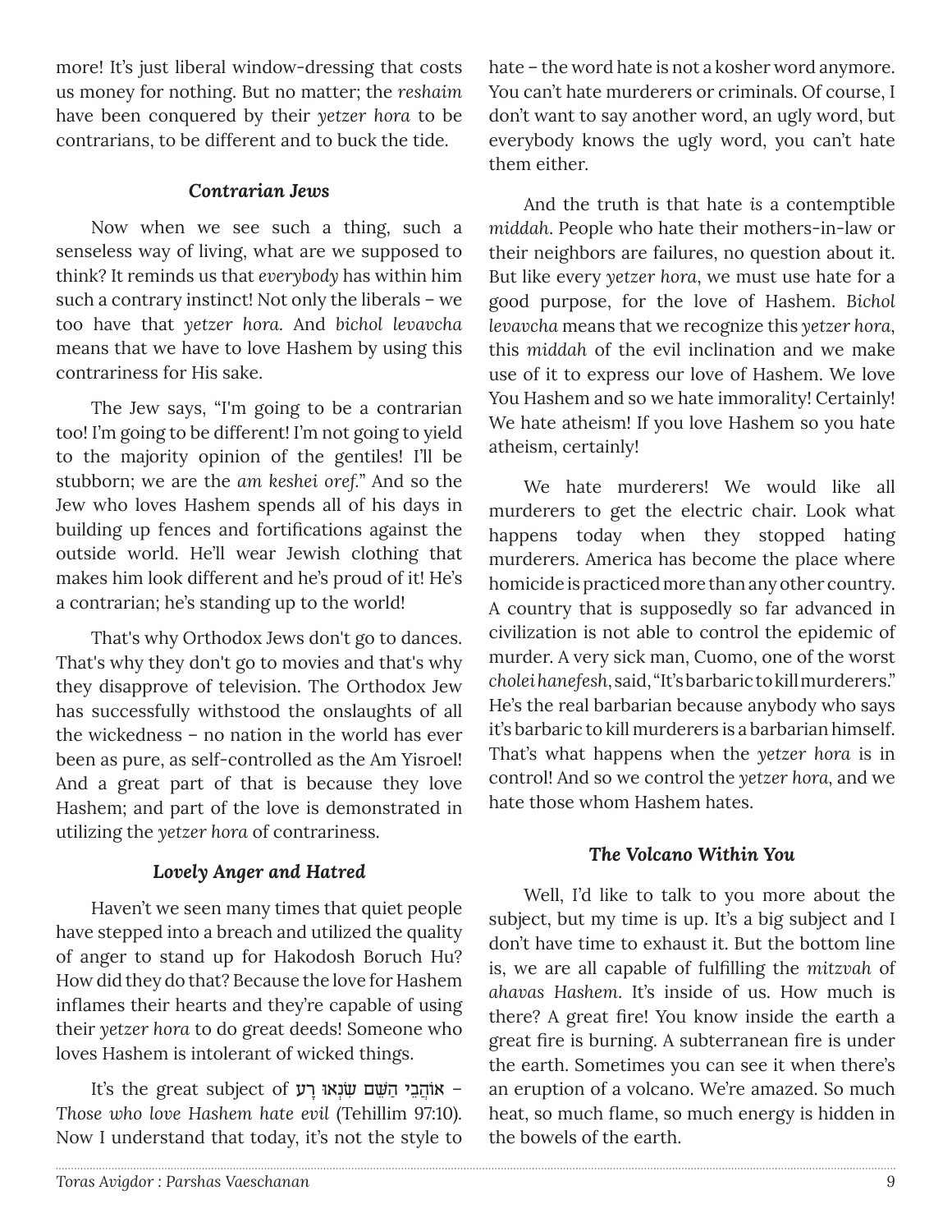more! It's just liberal window-dressing that costs us money for nothing. But no matter; the *reshaim* have been conquered by their *yetzer hora* to be contrarians, to be different and to buck the tide.

### *Contrarian Jews*

Now when we see such a thing, such a senseless way of living, what are we supposed to think? It reminds us that *everybody* has within him such a contrary instinct! Not only the liberals – we too have that *yetzer hora*. And *bichol levavcha* means that we have to love Hashem by using this contrariness for His sake.

The Jew says, "I'm going to be a contrarian too! I'm going to be different! I'm not going to yield to the majority opinion of the gentiles! I'll be stubborn; we are the *am keshei oref*." And so the Jew who loves Hashem spends all of his days in building up fences and fortifications against the outside world. He'll wear Jewish clothing that makes him look different and he's proud of it! He's a contrarian; he's standing up to the world!

That's why Orthodox Jews don't go to dances. That's why they don't go to movies and that's why they disapprove of television. The Orthodox Jew has successfully withstood the onslaughts of all the wickedness – no nation in the world has ever been as pure, as self-controlled as the Am Yisroel! And a great part of that is because they love Hashem; and part of the love is demonstrated in utilizing the *yetzer hora* of contrariness.

### *Lovely Anger and Hatred*

Haven't we seen many times that quiet people have stepped into a breach and utilized the quality of anger to stand up for Hakodosh Boruch Hu? How did they do that? Because the love for Hashem inflames their hearts and they're capable of using their *yetzer hora* to do great deeds! Someone who loves Hashem is intolerant of wicked things.

It's the great subject of אוֹהֲבֵי הַשֵּׁם שִׂנְאוּ רָע – *Those who love Hashem hate evil* (Tehillim 97:10). Now I understand that today, it's not the style to hate – the word hate is not a kosher word anymore. You can't hate murderers or criminals. Of course, I don't want to say another word, an ugly word, but everybody knows the ugly word, you can't hate them either.

And the truth is that hate *is* a contemptible *middah*. People who hate their mothers-in-law or their neighbors are failures, no question about it. But like every *yetzer hora*, we must use hate for a good purpose, for the love of Hashem. *Bichol levavcha* means that we recognize this *yetzer hora*, this *middah* of the evil inclination and we make use of it to express our love of Hashem. We love You Hashem and so we hate immorality! Certainly! We hate atheism! If you love Hashem so you hate atheism, certainly!

We hate murderers! We would like all murderers to get the electric chair. Look what happens today when they stopped hating murderers. America has become the place where homicide is practiced more than any other country. A country that is supposedly so far advanced in civilization is not able to control the epidemic of murder. A very sick man, Cuomo, one of the worst *cholei hanefesh*, said, "It's barbaric to kill murderers." He's the real barbarian because anybody who says it's barbaric to kill murderers is a barbarian himself. That's what happens when the *yetzer hora* is in control! And so we control the *yetzer hora*, and we hate those whom Hashem hates.

### *The Volcano Within You*

Well, I'd like to talk to you more about the subject, but my time is up. It's a big subject and I don't have time to exhaust it. But the bottom line is, we are all capable of fulfilling the *mitzvah* of *ahavas Hashem*. It's inside of us. How much is there? A great fire! You know inside the earth a great fire is burning. A subterranean fire is under the earth. Sometimes you can see it when there's an eruption of a volcano. We're amazed. So much heat, so much flame, so much energy is hidden in the bowels of the earth.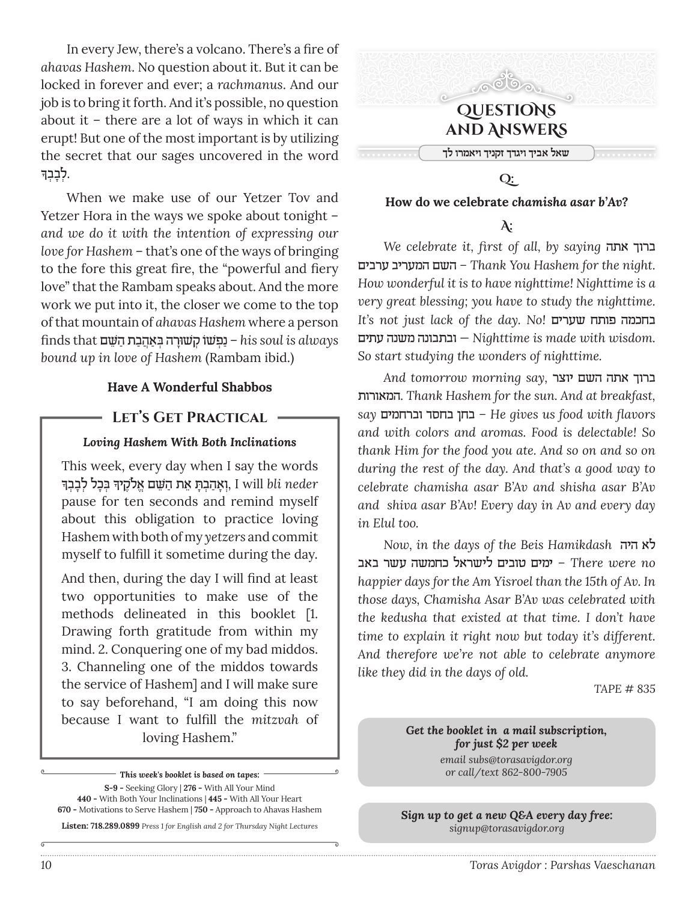In every Jew, there's a volcano. There's a fire of *ahavas Hashem*. No question about it. But it can be locked in forever and ever; a *rachmanus*. And our job is to bring it forth. And it's possible, no question about it – there are a lot of ways in which it can erupt! But one of the most important is by utilizing the secret that our sages uncovered in the word לְבָבְךָ.

When we make use of our Yetzer Tov and Yetzer Hora in the ways we spoke about tonight – *and we do it with the intention of expressing our love for Hashem* – that's one of the ways of bringing to the fore this great fire, the "powerful and fiery love" that the Rambam speaks about. And the more work we put into it, the closer we come to the top of that mountain of *ahavas Hashem* where a person finds that נַפְשׁוֹ קְשׁוּרָה בְּאַהֲבַת הַשֵּׁם – *his soul is always bound up in love of Hashem* (Rambam ibid.)

**Have A Wonderful Shabbos**

## Let's Get Practical

***Loving Hashem With Both Inclinations***

This week, every day when I say the words וְאָהַבְתָּ אֵת הַשֵּׁם אֱלֹקֶיךָ בְּכָל לְבָבְךָ, I will *bli neder* pause for ten seconds and remind myself about this obligation to practice loving Hashem with both of my *yetzers* and commit myself to fulfill it sometime during the day.

And then, during the day I will find at least two opportunities to make use of the methods delineated in this booklet [1. Drawing forth gratitude from within my mind. 2. Conquering one of my bad middos. 3. Channeling one of the middos towards the service of Hashem] and I will make sure to say beforehand, "I am doing this now because I want to fulfill the *mitzvah* of loving Hashem."

***This week's booklet is based on tapes:***

**S-9 -** Seeking Glory | **276 -** With All Your Mind
**440 -** With Both Your Inclinations | **445 -** With All Your Heart
**670 -** Motivations to Serve Hashem | **750 -** Approach to Ahavas Hashem

**Listen: 718.289.0899** *Press 1 for English and 2 for Thursday Night Lectures*

## Questions and Answers

**שאל אביך ויגדך זקניך ויאמרו לך**

**Q:**

**How do we celebrate *chamisha asar b'Av*?**

**A:**

*We celebrate it, first of all, by saying* **ברוך אתה השם המעריב ערבים** *– Thank You Hashem for the night. How wonderful it is to have nighttime! Nighttime is a very great blessing; you have to study the nighttime. It's not just lack of the day. No!* **בחכמה פותח שערים ובתבונה משנה עתים** *— Nighttime is made with wisdom. So start studying the wonders of nighttime.*

*And tomorrow morning say,* **ברוך אתה השם יוצר המאורות**. *Thank Hashem for the sun. And at breakfast, say* **בחן בחסד וברחמים** *– He gives us food with flavors and with colors and aromas. Food is delectable! So thank Him for the food you ate. And so on and so on during the rest of the day. And that's a good way to celebrate chamisha asar B'Av and shisha asar B'Av and shiva asar B'Av! Every day in Av and every day in Elul too.*

*Now, in the days of the Beis Hamikdash* **לא היה ימים טובים לישראל כחמשה עשר באב** *– There were no happier days for the Am Yisroel than the 15th of Av. In those days, Chamisha Asar B'Av was celebrated with the kedusha that existed at that time. I don't have time to explain it right now but today it's different. And therefore we're not able to celebrate anymore like they did in the days of old.*

TAPE # 835

***Get the booklet in a mail subscription, for just $2 per week***
*email subs@torasavigdor.org*
*or call/text 862-800-7905*

***Sign up to get a new Q&A every day free:***
*signup@torasavigdor.org*